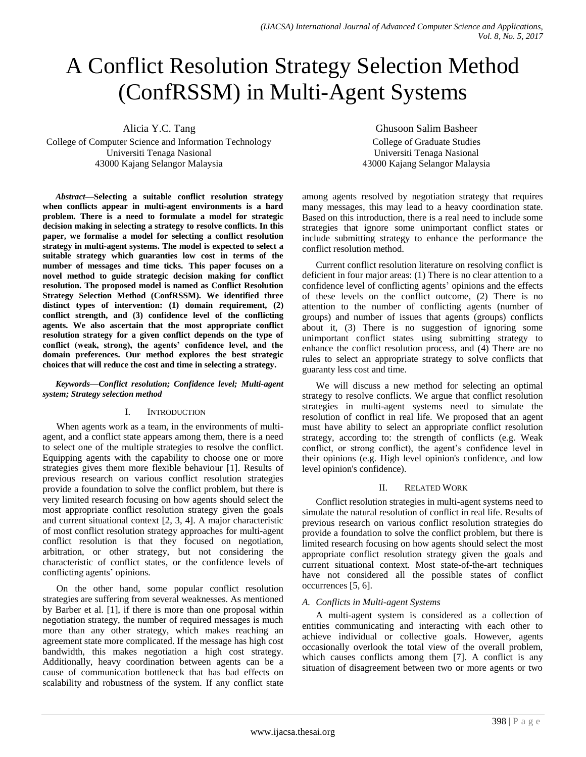# A Conflict Resolution Strategy Selection Method (ConfRSSM) in Multi-Agent Systems

Alicia Y.C. Tang
College of Computer Science and Information Technology
Universiti Tenaga Nasional
43000 Kajang Selangor Malaysia

Ghusoon Salim Basheer
College of Graduate Studies
Universiti Tenaga Nasional
43000 Kajang Selangor Malaysia

***Abstract*—Selecting a suitable conflict resolution strategy when conflicts appear in multi-agent environments is a hard problem. There is a need to formulate a model for strategic decision making in selecting a strategy to resolve conflicts. In this paper, we formalise a model for selecting a conflict resolution strategy in multi-agent systems. The model is expected to select a suitable strategy which guaranties low cost in terms of the number of messages and time ticks. This paper focuses on a novel method to guide strategic decision making for conflict resolution. The proposed model is named as Conflict Resolution Strategy Selection Method (ConfRSSM). We identified three distinct types of intervention: (1) domain requirement, (2) conflict strength, and (3) confidence level of the conflicting agents. We also ascertain that the most appropriate conflict resolution strategy for a given conflict depends on the type of conflict (weak, strong), the agents' confidence level, and the domain preferences. Our method explores the best strategic choices that will reduce the cost and time in selecting a strategy.**

***Keywords—Conflict resolution; Confidence level; Multi-agent system; Strategy selection method***

## I. Introduction

When agents work as a team, in the environments of multi-agent, and a conflict state appears among them, there is a need to select one of the multiple strategies to resolve the conflict. Equipping agents with the capability to choose one or more strategies gives them more flexible behaviour [1]. Results of previous research on various conflict resolution strategies provide a foundation to solve the conflict problem, but there is very limited research focusing on how agents should select the most appropriate conflict resolution strategy given the goals and current situational context [2, 3, 4]. A major characteristic of most conflict resolution strategy approaches for multi-agent conflict resolution is that they focused on negotiation, arbitration, or other strategy, but not considering the characteristic of conflict states, or the confidence levels of conflicting agents' opinions.

On the other hand, some popular conflict resolution strategies are suffering from several weaknesses. As mentioned by Barber et al. [1], if there is more than one proposal within negotiation strategy, the number of required messages is much more than any other strategy, which makes reaching an agreement state more complicated. If the message has high cost bandwidth, this makes negotiation a high cost strategy. Additionally, heavy coordination between agents can be a cause of communication bottleneck that has bad effects on scalability and robustness of the system. If any conflict state among agents resolved by negotiation strategy that requires many messages, this may lead to a heavy coordination state. Based on this introduction, there is a real need to include some strategies that ignore some unimportant conflict states or include submitting strategy to enhance the performance the conflict resolution method.

Current conflict resolution literature on resolving conflict is deficient in four major areas: (1) There is no clear attention to a confidence level of conflicting agents' opinions and the effects of these levels on the conflict outcome, (2) There is no attention to the number of conflicting agents (number of groups) and number of issues that agents (groups) conflicts about it, (3) There is no suggestion of ignoring some unimportant conflict states using submitting strategy to enhance the conflict resolution process, and (4) There are no rules to select an appropriate strategy to solve conflicts that guaranty less cost and time.

We will discuss a new method for selecting an optimal strategy to resolve conflicts. We argue that conflict resolution strategies in multi-agent systems need to simulate the resolution of conflict in real life. We proposed that an agent must have ability to select an appropriate conflict resolution strategy, according to: the strength of conflicts (e.g. Weak conflict, or strong conflict), the agent's confidence level in their opinions (e.g. High level opinion's confidence, and low level opinion's confidence).

## II. Related Work

Conflict resolution strategies in multi-agent systems need to simulate the natural resolution of conflict in real life. Results of previous research on various conflict resolution strategies do provide a foundation to solve the conflict problem, but there is limited research focusing on how agents should select the most appropriate conflict resolution strategy given the goals and current situational context. Most state-of-the-art techniques have not considered all the possible states of conflict occurrences [5, 6].

### *A. Conflicts in Multi-agent Systems*

A multi-agent system is considered as a collection of entities communicating and interacting with each other to achieve individual or collective goals. However, agents occasionally overlook the total view of the overall problem, which causes conflicts among them [7]. A conflict is any situation of disagreement between two or more agents or two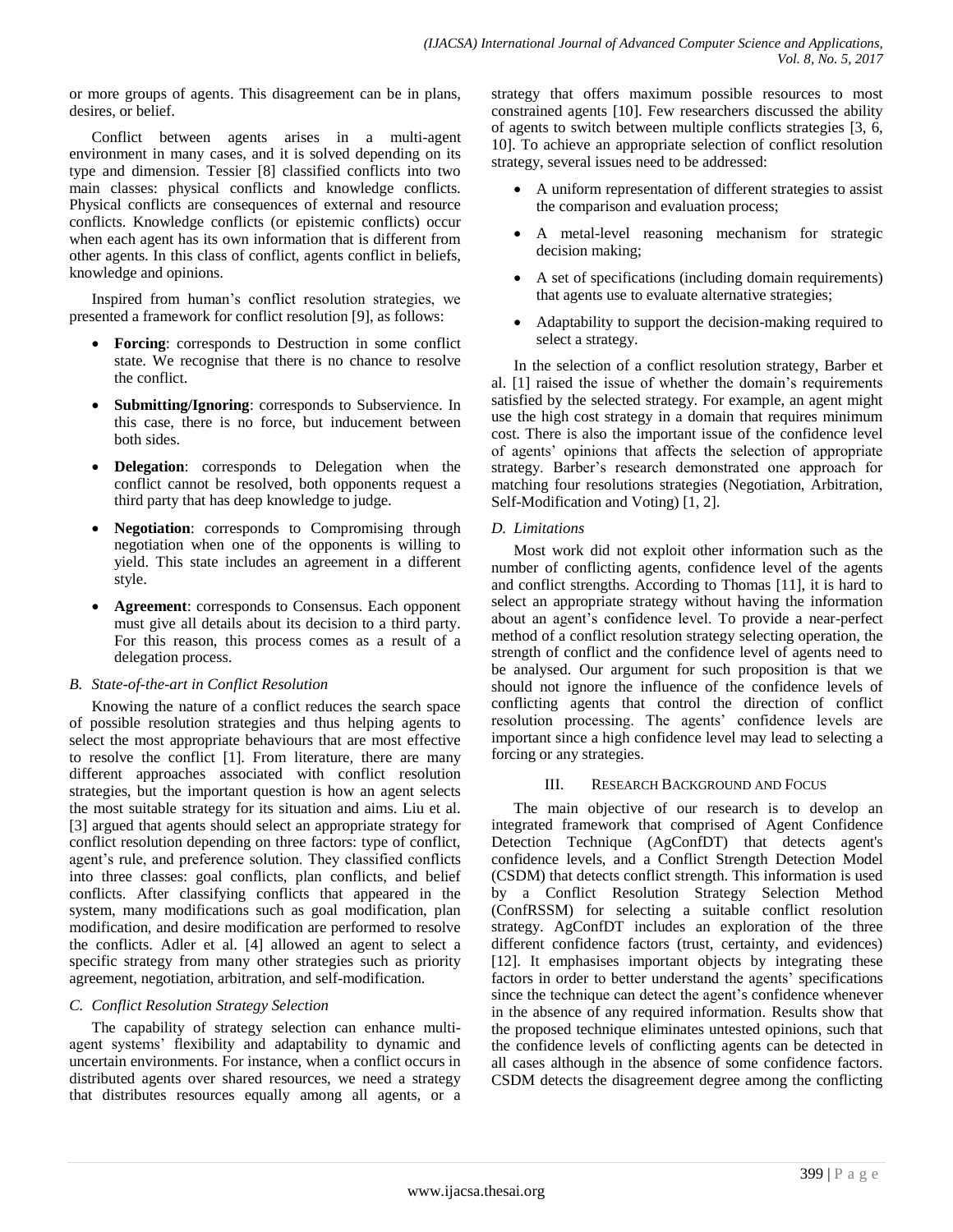or more groups of agents. This disagreement can be in plans, desires, or belief.

Conflict between agents arises in a multi-agent environment in many cases, and it is solved depending on its type and dimension. Tessier [8] classified conflicts into two main classes: physical conflicts and knowledge conflicts. Physical conflicts are consequences of external and resource conflicts. Knowledge conflicts (or epistemic conflicts) occur when each agent has its own information that is different from other agents. In this class of conflict, agents conflict in beliefs, knowledge and opinions.

Inspired from human's conflict resolution strategies, we presented a framework for conflict resolution [9], as follows:

- **Forcing**: corresponds to Destruction in some conflict state. We recognise that there is no chance to resolve the conflict.
- **Submitting/Ignoring**: corresponds to Subservience. In this case, there is no force, but inducement between both sides.
- **Delegation**: corresponds to Delegation when the conflict cannot be resolved, both opponents request a third party that has deep knowledge to judge.
- **Negotiation**: corresponds to Compromising through negotiation when one of the opponents is willing to yield. This state includes an agreement in a different style.
- **Agreement**: corresponds to Consensus. Each opponent must give all details about its decision to a third party. For this reason, this process comes as a result of a delegation process.

### B. State-of-the-art in Conflict Resolution

Knowing the nature of a conflict reduces the search space of possible resolution strategies and thus helping agents to select the most appropriate behaviours that are most effective to resolve the conflict [1]. From literature, there are many different approaches associated with conflict resolution strategies, but the important question is how an agent selects the most suitable strategy for its situation and aims. Liu et al. [3] argued that agents should select an appropriate strategy for conflict resolution depending on three factors: type of conflict, agent's rule, and preference solution. They classified conflicts into three classes: goal conflicts, plan conflicts, and belief conflicts. After classifying conflicts that appeared in the system, many modifications such as goal modification, plan modification, and desire modification are performed to resolve the conflicts. Adler et al. [4] allowed an agent to select a specific strategy from many other strategies such as priority agreement, negotiation, arbitration, and self-modification.

### C. Conflict Resolution Strategy Selection

The capability of strategy selection can enhance multi-agent systems' flexibility and adaptability to dynamic and uncertain environments. For instance, when a conflict occurs in distributed agents over shared resources, we need a strategy that distributes resources equally among all agents, or a strategy that offers maximum possible resources to most constrained agents [10]. Few researchers discussed the ability of agents to switch between multiple conflicts strategies [3, 6, 10]. To achieve an appropriate selection of conflict resolution strategy, several issues need to be addressed:

- A uniform representation of different strategies to assist the comparison and evaluation process;
- A metal-level reasoning mechanism for strategic decision making;
- A set of specifications (including domain requirements) that agents use to evaluate alternative strategies;
- Adaptability to support the decision-making required to select a strategy.

In the selection of a conflict resolution strategy, Barber et al. [1] raised the issue of whether the domain's requirements satisfied by the selected strategy. For example, an agent might use the high cost strategy in a domain that requires minimum cost. There is also the important issue of the confidence level of agents' opinions that affects the selection of appropriate strategy. Barber's research demonstrated one approach for matching four resolutions strategies (Negotiation, Arbitration, Self-Modification and Voting) [1, 2].

### D. Limitations

Most work did not exploit other information such as the number of conflicting agents, confidence level of the agents and conflict strengths. According to Thomas [11], it is hard to select an appropriate strategy without having the information about an agent's confidence level. To provide a near-perfect method of a conflict resolution strategy selecting operation, the strength of conflict and the confidence level of agents need to be analysed. Our argument for such proposition is that we should not ignore the influence of the confidence levels of conflicting agents that control the direction of conflict resolution processing. The agents' confidence levels are important since a high confidence level may lead to selecting a forcing or any strategies.

## III. Research Background and Focus

The main objective of our research is to develop an integrated framework that comprised of Agent Confidence Detection Technique (AgConfDT) that detects agent's confidence levels, and a Conflict Strength Detection Model (CSDM) that detects conflict strength. This information is used by a Conflict Resolution Strategy Selection Method (ConfRSSM) for selecting a suitable conflict resolution strategy. AgConfDT includes an exploration of the three different confidence factors (trust, certainty, and evidences) [12]. It emphasises important objects by integrating these factors in order to better understand the agents' specifications since the technique can detect the agent's confidence whenever in the absence of any required information. Results show that the proposed technique eliminates untested opinions, such that the confidence levels of conflicting agents can be detected in all cases although in the absence of some confidence factors. CSDM detects the disagreement degree among the conflicting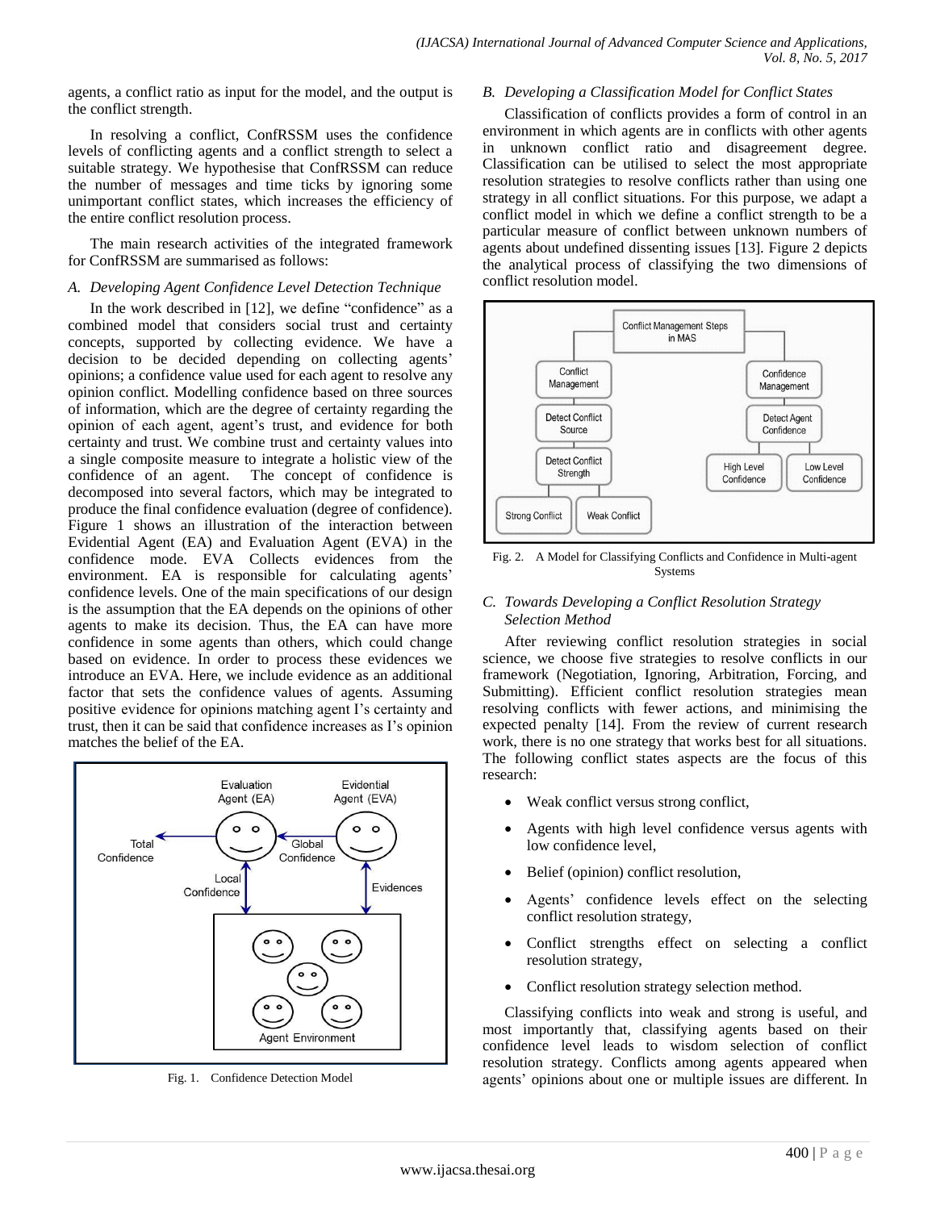agents, a conflict ratio as input for the model, and the output is the conflict strength.

In resolving a conflict, ConfRSSM uses the confidence levels of conflicting agents and a conflict strength to select a suitable strategy. We hypothesise that ConfRSSM can reduce the number of messages and time ticks by ignoring some unimportant conflict states, which increases the efficiency of the entire conflict resolution process.

The main research activities of the integrated framework for ConfRSSM are summarised as follows:

### *A. Developing Agent Confidence Level Detection Technique*

In the work described in [12], we define "confidence" as a combined model that considers social trust and certainty concepts, supported by collecting evidence. We have a decision to be decided depending on collecting agents' opinions; a confidence value used for each agent to resolve any opinion conflict. Modelling confidence based on three sources of information, which are the degree of certainty regarding the opinion of each agent, agent's trust, and evidence for both certainty and trust. We combine trust and certainty values into a single composite measure to integrate a holistic view of the confidence of an agent. The concept of confidence is decomposed into several factors, which may be integrated to produce the final confidence evaluation (degree of confidence). Figure 1 shows an illustration of the interaction between Evidential Agent (EA) and Evaluation Agent (EVA) in the confidence mode. EVA Collects evidences from the environment. EA is responsible for calculating agents' confidence levels. One of the main specifications of our design is the assumption that the EA depends on the opinions of other agents to make its decision. Thus, the EA can have more confidence in some agents than others, which could change based on evidence. In order to process these evidences we introduce an EVA. Here, we include evidence as an additional factor that sets the confidence values of agents. Assuming positive evidence for opinions matching agent I's certainty and trust, then it can be said that confidence increases as I's opinion matches the belief of the EA.

Fig. 1. Confidence Detection Model

### *B. Developing a Classification Model for Conflict States*

Classification of conflicts provides a form of control in an environment in which agents are in conflicts with other agents in unknown conflict ratio and disagreement degree. Classification can be utilised to select the most appropriate resolution strategies to resolve conflicts rather than using one strategy in all conflict situations. For this purpose, we adapt a conflict model in which we define a conflict strength to be a particular measure of conflict between unknown numbers of agents about undefined dissenting issues [13]. Figure 2 depicts the analytical process of classifying the two dimensions of conflict resolution model.

Fig. 2. A Model for Classifying Conflicts and Confidence in Multi-agent Systems

### *C. Towards Developing a Conflict Resolution Strategy Selection Method*

After reviewing conflict resolution strategies in social science, we choose five strategies to resolve conflicts in our framework (Negotiation, Ignoring, Arbitration, Forcing, and Submitting). Efficient conflict resolution strategies mean resolving conflicts with fewer actions, and minimising the expected penalty [14]. From the review of current research work, there is no one strategy that works best for all situations. The following conflict states aspects are the focus of this research:

- Weak conflict versus strong conflict,
- Agents with high level confidence versus agents with low confidence level,
- Belief (opinion) conflict resolution,
- Agents' confidence levels effect on the selecting conflict resolution strategy,
- Conflict strengths effect on selecting a conflict resolution strategy,
- Conflict resolution strategy selection method.

Classifying conflicts into weak and strong is useful, and most importantly that, classifying agents based on their confidence level leads to wisdom selection of conflict resolution strategy. Conflicts among agents appeared when agents' opinions about one or multiple issues are different. In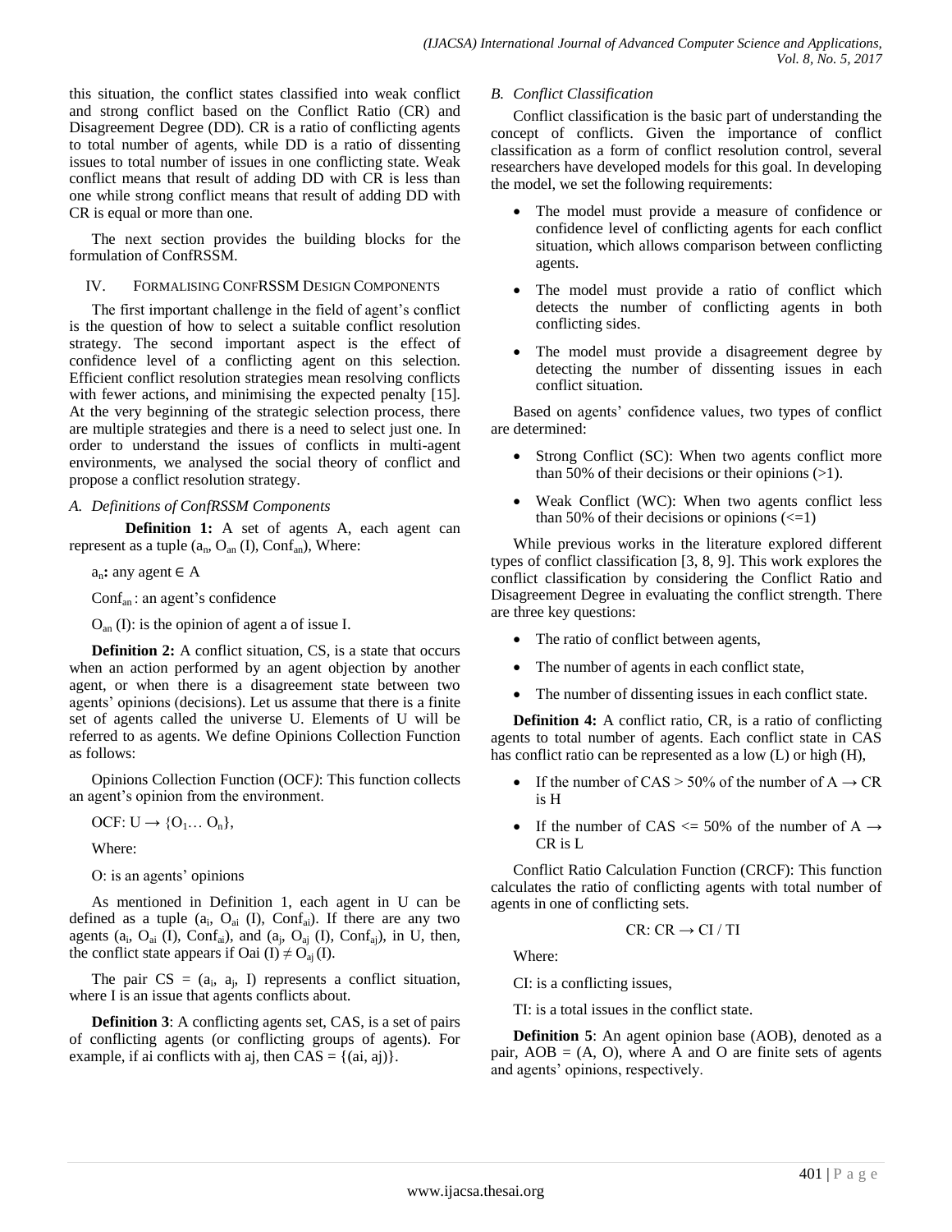this situation, the conflict states classified into weak conflict and strong conflict based on the Conflict Ratio (CR) and Disagreement Degree (DD). CR is a ratio of conflicting agents to total number of agents, while DD is a ratio of dissenting issues to total number of issues in one conflicting state. Weak conflict means that result of adding DD with CR is less than one while strong conflict means that result of adding DD with CR is equal or more than one.

The next section provides the building blocks for the formulation of ConfRSSM.

## IV. Formalising ConfRSSM Design Components

The first important challenge in the field of agent's conflict is the question of how to select a suitable conflict resolution strategy. The second important aspect is the effect of confidence level of a conflicting agent on this selection. Efficient conflict resolution strategies mean resolving conflicts with fewer actions, and minimising the expected penalty [15]. At the very beginning of the strategic selection process, there are multiple strategies and there is a need to select just one. In order to understand the issues of conflicts in multi-agent environments, we analysed the social theory of conflict and propose a conflict resolution strategy.

### *A. Definitions of ConfRSSM Components*

**Definition 1:** A set of agents A, each agent can represent as a tuple ($a_n$, $O_{an}$ (I), $Conf_{an}$), Where:

$a_n$**:** any agent $\in$ A

$Conf_{an}$ : an agent's confidence

$O_{an}$ (I): is the opinion of agent a of issue I.

**Definition 2:** A conflict situation, CS, is a state that occurs when an action performed by an agent objection by another agent, or when there is a disagreement state between two agents' opinions (decisions). Let us assume that there is a finite set of agents called the universe U. Elements of U will be referred to as agents. We define Opinions Collection Function as follows:

Opinions Collection Function (OCF*)*: This function collects an agent's opinion from the environment.

OCF: U $\rightarrow$ {$O_1$… $O_n$},

Where:

O: is an agents' opinions

As mentioned in Definition 1, each agent in U can be defined as a tuple ($a_i$, $O_{ai}$ (I), $Conf_{ai}$). If there are any two agents ($a_i$, $O_{ai}$ (I), $Conf_{ai}$), and ($a_j$, $O_{aj}$ (I), $Conf_{aj}$), in U, then, the conflict state appears if Oai (I) $\neq$ $O_{aj}$ (I).

The pair CS = ($a_i$, $a_j$, I) represents a conflict situation, where I is an issue that agents conflicts about.

**Definition 3**: A conflicting agents set, CAS, is a set of pairs of conflicting agents (or conflicting groups of agents). For example, if ai conflicts with aj, then CAS = {(ai, aj)}.

### *B. Conflict Classification*

Conflict classification is the basic part of understanding the concept of conflicts. Given the importance of conflict classification as a form of conflict resolution control, several researchers have developed models for this goal. In developing the model, we set the following requirements:

- The model must provide a measure of confidence or confidence level of conflicting agents for each conflict situation, which allows comparison between conflicting agents.
- The model must provide a ratio of conflict which detects the number of conflicting agents in both conflicting sides.
- The model must provide a disagreement degree by detecting the number of dissenting issues in each conflict situation.

Based on agents' confidence values, two types of conflict are determined:

- Strong Conflict (SC): When two agents conflict more than 50% of their decisions or their opinions (>1).
- Weak Conflict (WC): When two agents conflict less than 50% of their decisions or opinions (<=1)

While previous works in the literature explored different types of conflict classification [3, 8, 9]. This work explores the conflict classification by considering the Conflict Ratio and Disagreement Degree in evaluating the conflict strength. There are three key questions:

- The ratio of conflict between agents,
- The number of agents in each conflict state,
- The number of dissenting issues in each conflict state.

**Definition 4:** A conflict ratio, CR, is a ratio of conflicting agents to total number of agents. Each conflict state in CAS has conflict ratio can be represented as a low (L) or high (H),

- If the number of CAS > 50% of the number of A $\rightarrow$ CR is H
- If the number of CAS <= 50% of the number of A $\rightarrow$ CR is L

Conflict Ratio Calculation Function (CRCF): This function calculates the ratio of conflicting agents with total number of agents in one of conflicting sets.

$$CR: CR \rightarrow CI / TI$$

Where:

CI: is a conflicting issues,

TI: is a total issues in the conflict state.

**Definition 5**: An agent opinion base (AOB), denoted as a pair, AOB = (A, O), where A and O are finite sets of agents and agents' opinions, respectively.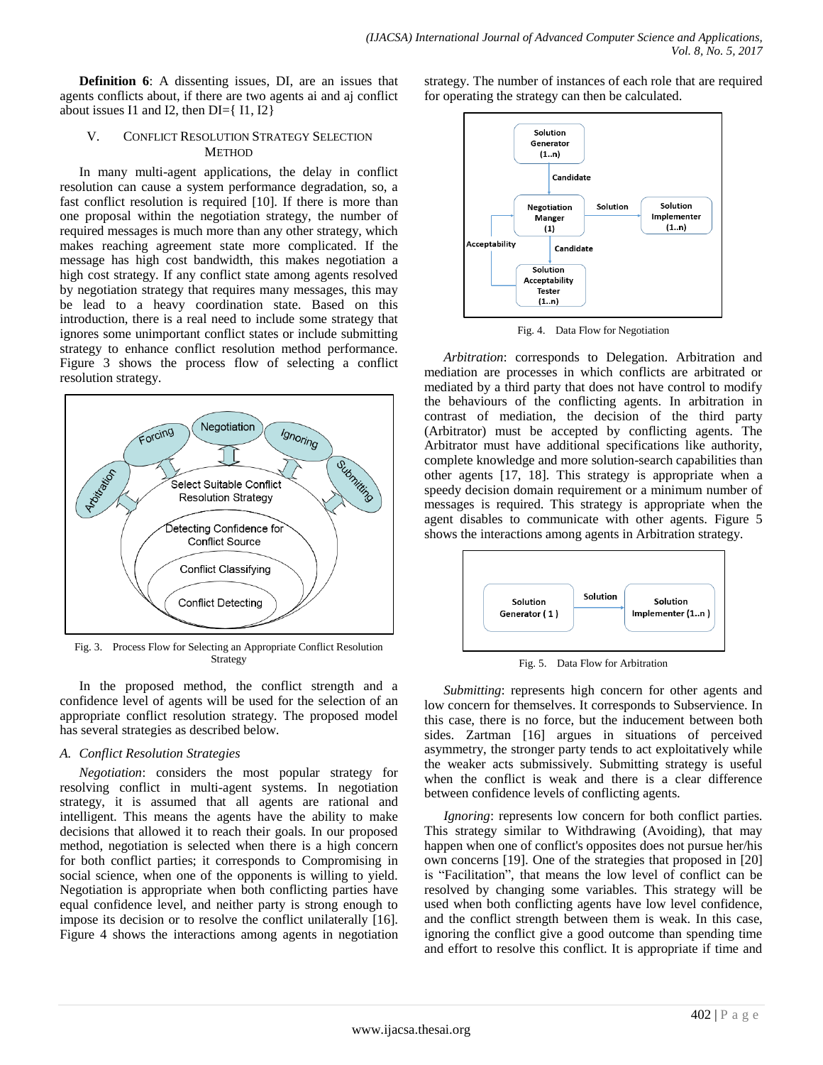**Definition 6**: A dissenting issues, DI, are an issues that agents conflicts about, if there are two agents ai and aj conflict about issues I1 and I2, then DI={ I1, I2}

## V. Conflict Resolution Strategy Selection Method

In many multi-agent applications, the delay in conflict resolution can cause a system performance degradation, so, a fast conflict resolution is required [10]. If there is more than one proposal within the negotiation strategy, the number of required messages is much more than any other strategy, which makes reaching agreement state more complicated. If the message has high cost bandwidth, this makes negotiation a high cost strategy. If any conflict state among agents resolved by negotiation strategy that requires many messages, this may be lead to a heavy coordination state. Based on this introduction, there is a real need to include some strategy that ignores some unimportant conflict states or include submitting strategy to enhance conflict resolution method performance. Figure 3 shows the process flow of selecting a conflict resolution strategy.

Fig. 3. Process Flow for Selecting an Appropriate Conflict Resolution Strategy

In the proposed method, the conflict strength and a confidence level of agents will be used for the selection of an appropriate conflict resolution strategy. The proposed model has several strategies as described below.

### A. Conflict Resolution Strategies

*Negotiation*: considers the most popular strategy for resolving conflict in multi-agent systems. In negotiation strategy, it is assumed that all agents are rational and intelligent. This means the agents have the ability to make decisions that allowed it to reach their goals. In our proposed method, negotiation is selected when there is a high concern for both conflict parties; it corresponds to Compromising in social science, when one of the opponents is willing to yield. Negotiation is appropriate when both conflicting parties have equal confidence level, and neither party is strong enough to impose its decision or to resolve the conflict unilaterally [16]. Figure 4 shows the interactions among agents in negotiation strategy. The number of instances of each role that are required for operating the strategy can then be calculated.

Fig. 4. Data Flow for Negotiation

*Arbitration*: corresponds to Delegation. Arbitration and mediation are processes in which conflicts are arbitrated or mediated by a third party that does not have control to modify the behaviours of the conflicting agents. In arbitration in contrast of mediation, the decision of the third party (Arbitrator) must be accepted by conflicting agents. The Arbitrator must have additional specifications like authority, complete knowledge and more solution-search capabilities than other agents [17, 18]. This strategy is appropriate when a speedy decision domain requirement or a minimum number of messages is required. This strategy is appropriate when the agent disables to communicate with other agents. Figure 5 shows the interactions among agents in Arbitration strategy.

Fig. 5. Data Flow for Arbitration

*Submitting*: represents high concern for other agents and low concern for themselves. It corresponds to Subservience. In this case, there is no force, but the inducement between both sides. Zartman [16] argues in situations of perceived asymmetry, the stronger party tends to act exploitatively while the weaker acts submissively. Submitting strategy is useful when the conflict is weak and there is a clear difference between confidence levels of conflicting agents.

*Ignoring*: represents low concern for both conflict parties. This strategy similar to Withdrawing (Avoiding), that may happen when one of conflict's opposites does not pursue her/his own concerns [19]. One of the strategies that proposed in [20] is "Facilitation", that means the low level of conflict can be resolved by changing some variables. This strategy will be used when both conflicting agents have low level confidence, and the conflict strength between them is weak. In this case, ignoring the conflict give a good outcome than spending time and effort to resolve this conflict. It is appropriate if time and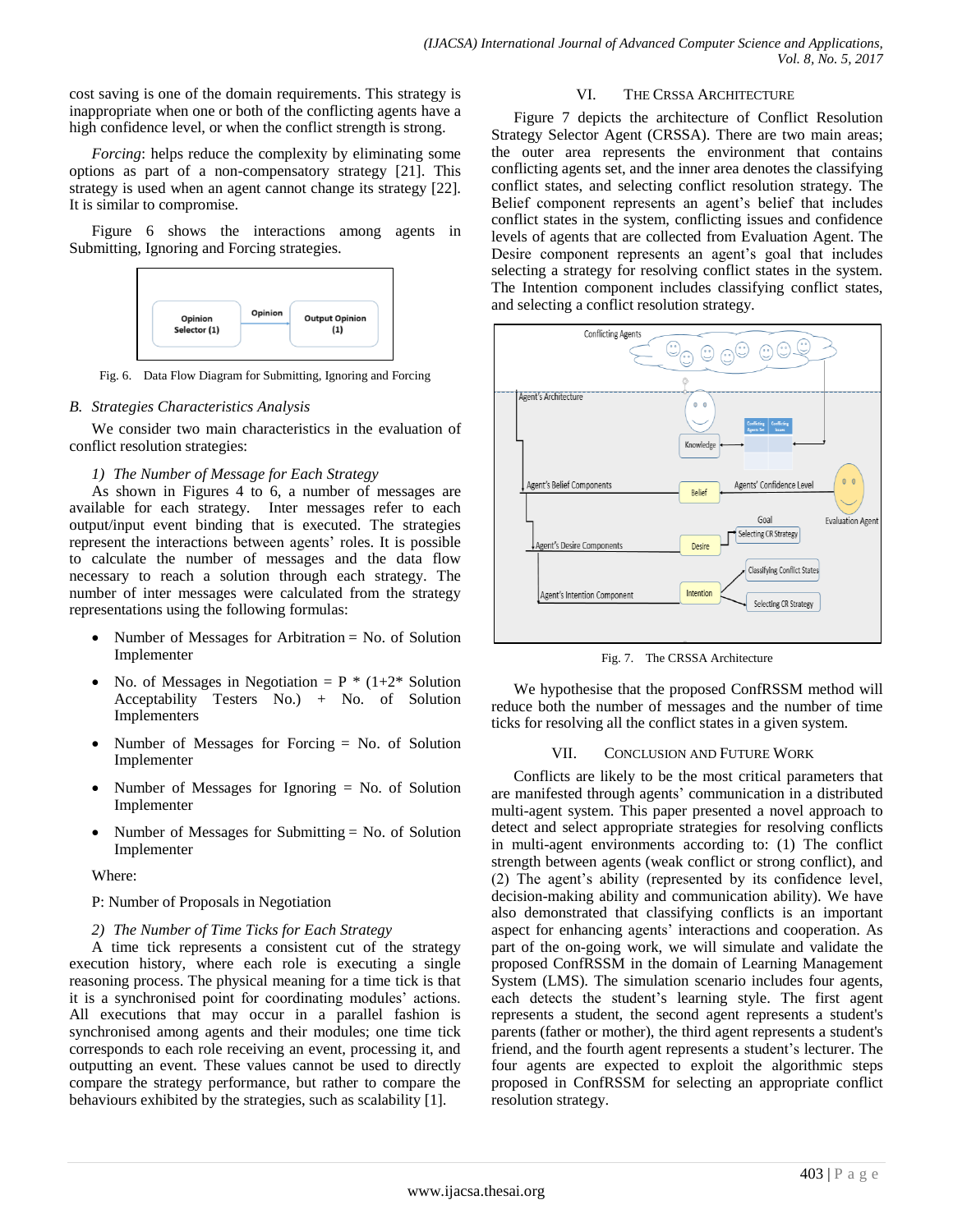cost saving is one of the domain requirements. This strategy is inappropriate when one or both of the conflicting agents have a high confidence level, or when the conflict strength is strong.

*Forcing*: helps reduce the complexity by eliminating some options as part of a non-compensatory strategy [21]. This strategy is used when an agent cannot change its strategy [22]. It is similar to compromise.

Figure 6 shows the interactions among agents in Submitting, Ignoring and Forcing strategies.

Fig. 6. Data Flow Diagram for Submitting, Ignoring and Forcing

### B. Strategies Characteristics Analysis

We consider two main characteristics in the evaluation of conflict resolution strategies:

#### 1) The Number of Message for Each Strategy

As shown in Figures 4 to 6, a number of messages are available for each strategy. Inter messages refer to each output/input event binding that is executed. The strategies represent the interactions between agents' roles. It is possible to calculate the number of messages and the data flow necessary to reach a solution through each strategy. The number of inter messages were calculated from the strategy representations using the following formulas:

- Number of Messages for Arbitration = No. of Solution Implementer
- No. of Messages in Negotiation = P * (1+2* Solution Acceptability Testers No.) + No. of Solution Implementers
- Number of Messages for Forcing = No. of Solution Implementer
- Number of Messages for Ignoring = No. of Solution Implementer
- Number of Messages for Submitting = No. of Solution Implementer

Where:

P: Number of Proposals in Negotiation

#### 2) The Number of Time Ticks for Each Strategy

A time tick represents a consistent cut of the strategy execution history, where each role is executing a single reasoning process. The physical meaning for a time tick is that it is a synchronised point for coordinating modules' actions. All executions that may occur in a parallel fashion is synchronised among agents and their modules; one time tick corresponds to each role receiving an event, processing it, and outputting an event. These values cannot be used to directly compare the strategy performance, but rather to compare the behaviours exhibited by the strategies, such as scalability [1].

## VI. The CRSSA Architecture

Figure 7 depicts the architecture of Conflict Resolution Strategy Selector Agent (CRSSA). There are two main areas; the outer area represents the environment that contains conflicting agents set, and the inner area denotes the classifying conflict states, and selecting conflict resolution strategy. The Belief component represents an agent's belief that includes conflict states in the system, conflicting issues and confidence levels of agents that are collected from Evaluation Agent. The Desire component represents an agent's goal that includes selecting a strategy for resolving conflict states in the system. The Intention component includes classifying conflict states, and selecting a conflict resolution strategy.

Fig. 7. The CRSSA Architecture

We hypothesise that the proposed ConfRSSM method will reduce both the number of messages and the number of time ticks for resolving all the conflict states in a given system.

## VII. Conclusion and Future Work

Conflicts are likely to be the most critical parameters that are manifested through agents' communication in a distributed multi-agent system. This paper presented a novel approach to detect and select appropriate strategies for resolving conflicts in multi-agent environments according to: (1) The conflict strength between agents (weak conflict or strong conflict), and (2) The agent's ability (represented by its confidence level, decision-making ability and communication ability). We have also demonstrated that classifying conflicts is an important aspect for enhancing agents' interactions and cooperation. As part of the on-going work, we will simulate and validate the proposed ConfRSSM in the domain of Learning Management System (LMS). The simulation scenario includes four agents, each detects the student's learning style. The first agent represents a student, the second agent represents a student's parents (father or mother), the third agent represents a student's friend, and the fourth agent represents a student's lecturer. The four agents are expected to exploit the algorithmic steps proposed in ConfRSSM for selecting an appropriate conflict resolution strategy.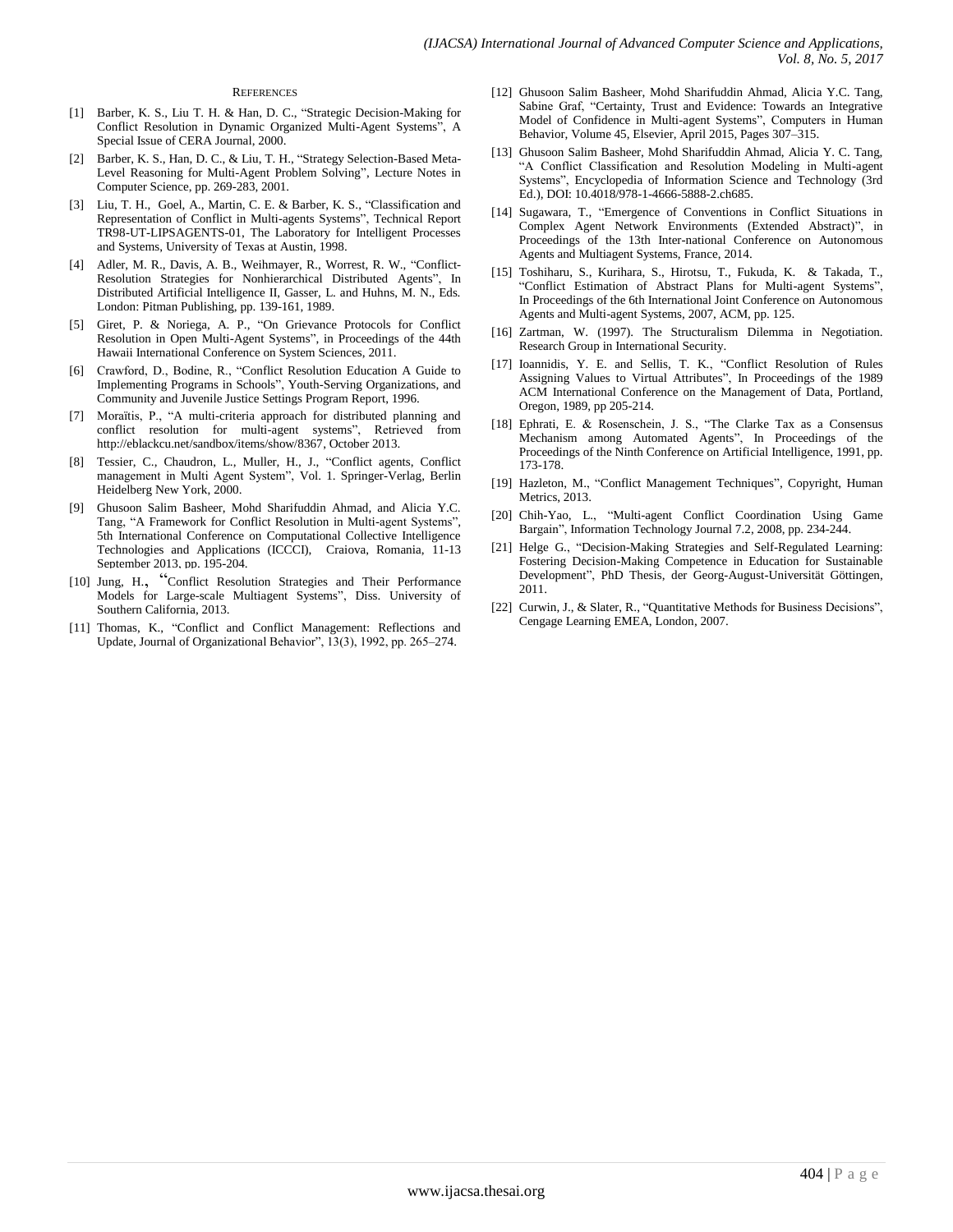## References

[1] Barber, K. S., Liu T. H. & Han, D. C., "Strategic Decision-Making for Conflict Resolution in Dynamic Organized Multi-Agent Systems", A Special Issue of CERA Journal, 2000.

[2] Barber, K. S., Han, D. C., & Liu, T. H., "Strategy Selection-Based Meta-Level Reasoning for Multi-Agent Problem Solving", Lecture Notes in Computer Science, pp. 269-283, 2001.

[3] Liu, T. H., Goel, A., Martin, C. E. & Barber, K. S., "Classification and Representation of Conflict in Multi-agents Systems", Technical Report TR98-UT-LIPSAGENTS-01, The Laboratory for Intelligent Processes and Systems, University of Texas at Austin, 1998.

[4] Adler, M. R., Davis, A. B., Weihmayer, R., Worrest, R. W., "Conflict-Resolution Strategies for Nonhierarchical Distributed Agents", In Distributed Artificial Intelligence II, Gasser, L. and Huhns, M. N., Eds. London: Pitman Publishing, pp. 139-161, 1989.

[5] Giret, P. & Noriega, A. P., "On Grievance Protocols for Conflict Resolution in Open Multi-Agent Systems", in Proceedings of the 44th Hawaii International Conference on System Sciences, 2011.

[6] Crawford, D., Bodine, R., "Conflict Resolution Education A Guide to Implementing Programs in Schools", Youth-Serving Organizations, and Community and Juvenile Justice Settings Program Report, 1996.

[7] Moraïtis, P., "A multi-criteria approach for distributed planning and conflict resolution for multi-agent systems", Retrieved from http://eblackcu.net/sandbox/items/show/8367, October 2013.

[8] Tessier, C., Chaudron, L., Muller, H., J., "Conflict agents, Conflict management in Multi Agent System", Vol. 1. Springer-Verlag, Berlin Heidelberg New York, 2000.

[9] Ghusoon Salim Basheer, Mohd Sharifuddin Ahmad, and Alicia Y.C. Tang, "A Framework for Conflict Resolution in Multi-agent Systems", 5th International Conference on Computational Collective Intelligence Technologies and Applications (ICCCI), Craiova, Romania, 11-13 September 2013, pp. 195-204.

[10] Jung, H., "Conflict Resolution Strategies and Their Performance Models for Large-scale Multiagent Systems", Diss. University of Southern California, 2013.

[11] Thomas, K., "Conflict and Conflict Management: Reflections and Update, Journal of Organizational Behavior", 13(3), 1992, pp. 265–274.

[12] Ghusoon Salim Basheer, Mohd Sharifuddin Ahmad, Alicia Y.C. Tang, Sabine Graf, "Certainty, Trust and Evidence: Towards an Integrative Model of Confidence in Multi-agent Systems", Computers in Human Behavior, Volume 45, Elsevier, April 2015, Pages 307–315.

[13] Ghusoon Salim Basheer, Mohd Sharifuddin Ahmad, Alicia Y. C. Tang, "A Conflict Classification and Resolution Modeling in Multi-agent Systems", Encyclopedia of Information Science and Technology (3rd Ed.), DOI: 10.4018/978-1-4666-5888-2.ch685.

[14] Sugawara, T., "Emergence of Conventions in Conflict Situations in Complex Agent Network Environments (Extended Abstract)", in Proceedings of the 13th Inter-national Conference on Autonomous Agents and Multiagent Systems, France, 2014.

[15] Toshiharu, S., Kurihara, S., Hirotsu, T., Fukuda, K. & Takada, T., "Conflict Estimation of Abstract Plans for Multi-agent Systems", In Proceedings of the 6th International Joint Conference on Autonomous Agents and Multi-agent Systems, 2007, ACM, pp. 125.

[16] Zartman, W. (1997). The Structuralism Dilemma in Negotiation. Research Group in International Security.

[17] Ioannidis, Y. E. and Sellis, T. K., "Conflict Resolution of Rules Assigning Values to Virtual Attributes", In Proceedings of the 1989 ACM International Conference on the Management of Data, Portland, Oregon, 1989, pp 205-214.

[18] Ephrati, E. & Rosenschein, J. S., "The Clarke Tax as a Consensus Mechanism among Automated Agents", In Proceedings of the Proceedings of the Ninth Conference on Artificial Intelligence, 1991, pp. 173-178.

[19] Hazleton, M., "Conflict Management Techniques", Copyright, Human Metrics, 2013.

[20] Chih-Yao, L., "Multi-agent Conflict Coordination Using Game Bargain", Information Technology Journal 7.2, 2008, pp. 234-244.

[21] Helge G., "Decision-Making Strategies and Self-Regulated Learning: Fostering Decision-Making Competence in Education for Sustainable Development", PhD Thesis, der Georg-August-Universität Göttingen, 2011.

[22] Curwin, J., & Slater, R., "Quantitative Methods for Business Decisions", Cengage Learning EMEA, London, 2007.